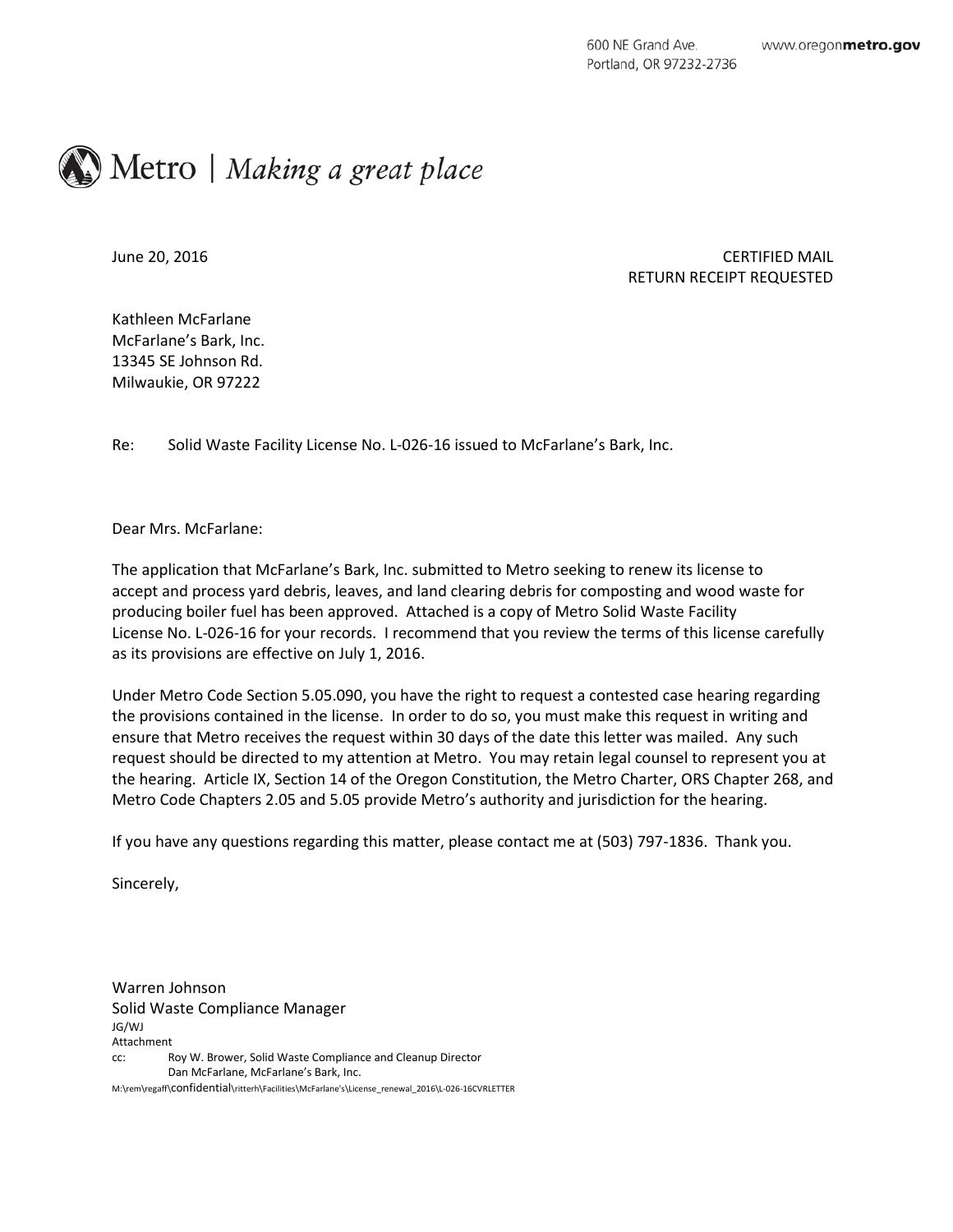600 NE Grand Ave.
Portland, OR 97232-2736

www.oregonmetro.gov

Metro | *Making a great place*

June 20, 2016

CERTIFIED MAIL
RETURN RECEIPT REQUESTED

Kathleen McFarlane
McFarlane's Bark, Inc.
13345 SE Johnson Rd.
Milwaukie, OR 97222

Re: Solid Waste Facility License No. L-026-16 issued to McFarlane's Bark, Inc.

Dear Mrs. McFarlane:

The application that McFarlane's Bark, Inc. submitted to Metro seeking to renew its license to accept and process yard debris, leaves, and land clearing debris for composting and wood waste for producing boiler fuel has been approved. Attached is a copy of Metro Solid Waste Facility License No. L-026-16 for your records. I recommend that you review the terms of this license carefully as its provisions are effective on July 1, 2016.

Under Metro Code Section 5.05.090, you have the right to request a contested case hearing regarding the provisions contained in the license. In order to do so, you must make this request in writing and ensure that Metro receives the request within 30 days of the date this letter was mailed. Any such request should be directed to my attention at Metro. You may retain legal counsel to represent you at the hearing. Article IX, Section 14 of the Oregon Constitution, the Metro Charter, ORS Chapter 268, and Metro Code Chapters 2.05 and 5.05 provide Metro's authority and jurisdiction for the hearing.

If you have any questions regarding this matter, please contact me at (503) 797-1836. Thank you.

Sincerely,

Warren Johnson
Solid Waste Compliance Manager

JG/WJ
Attachment
cc: Roy W. Brower, Solid Waste Compliance and Cleanup Director
Dan McFarlane, McFarlane's Bark, Inc.

M:\rem\regaff\confidential\ritterh\Facilities\McFarlane's\License_renewal_2016\L-026-16CVRLETTER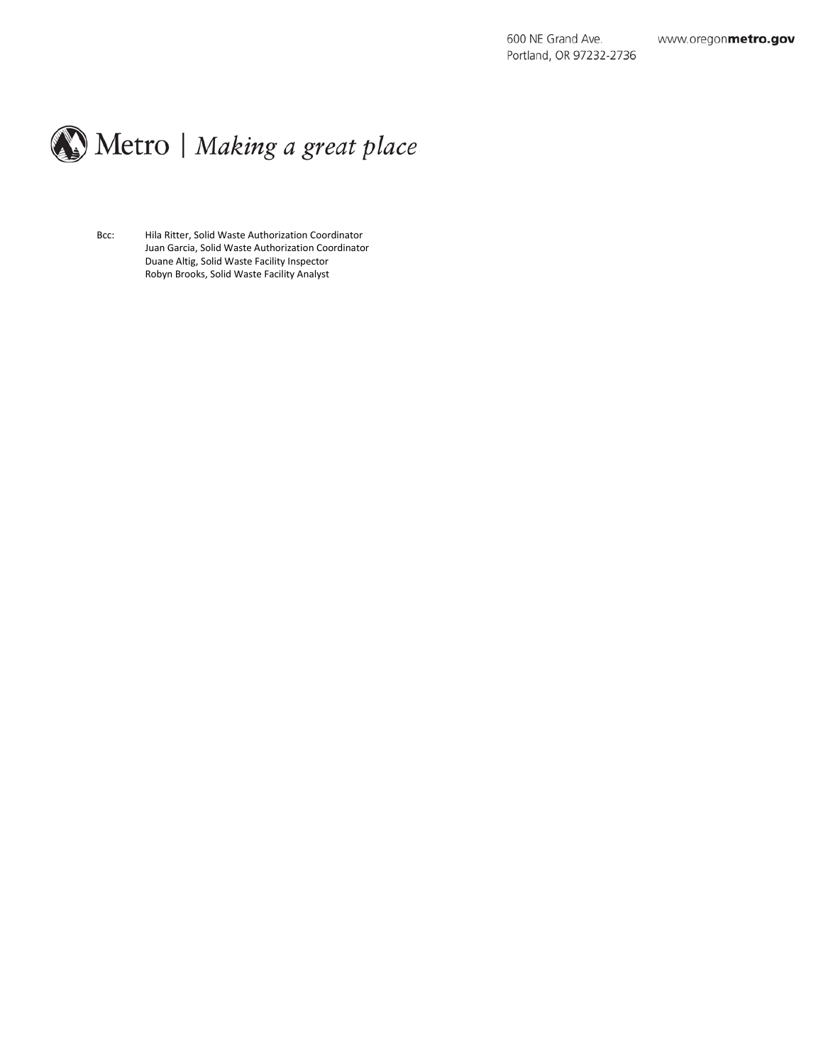600 NE Grand Ave.
Portland, OR 97232-2736

www.oregonmetro.gov

Metro | *Making a great place*

Bcc: Hila Ritter, Solid Waste Authorization Coordinator
Juan Garcia, Solid Waste Authorization Coordinator
Duane Altig, Solid Waste Facility Inspector
Robyn Brooks, Solid Waste Facility Analyst